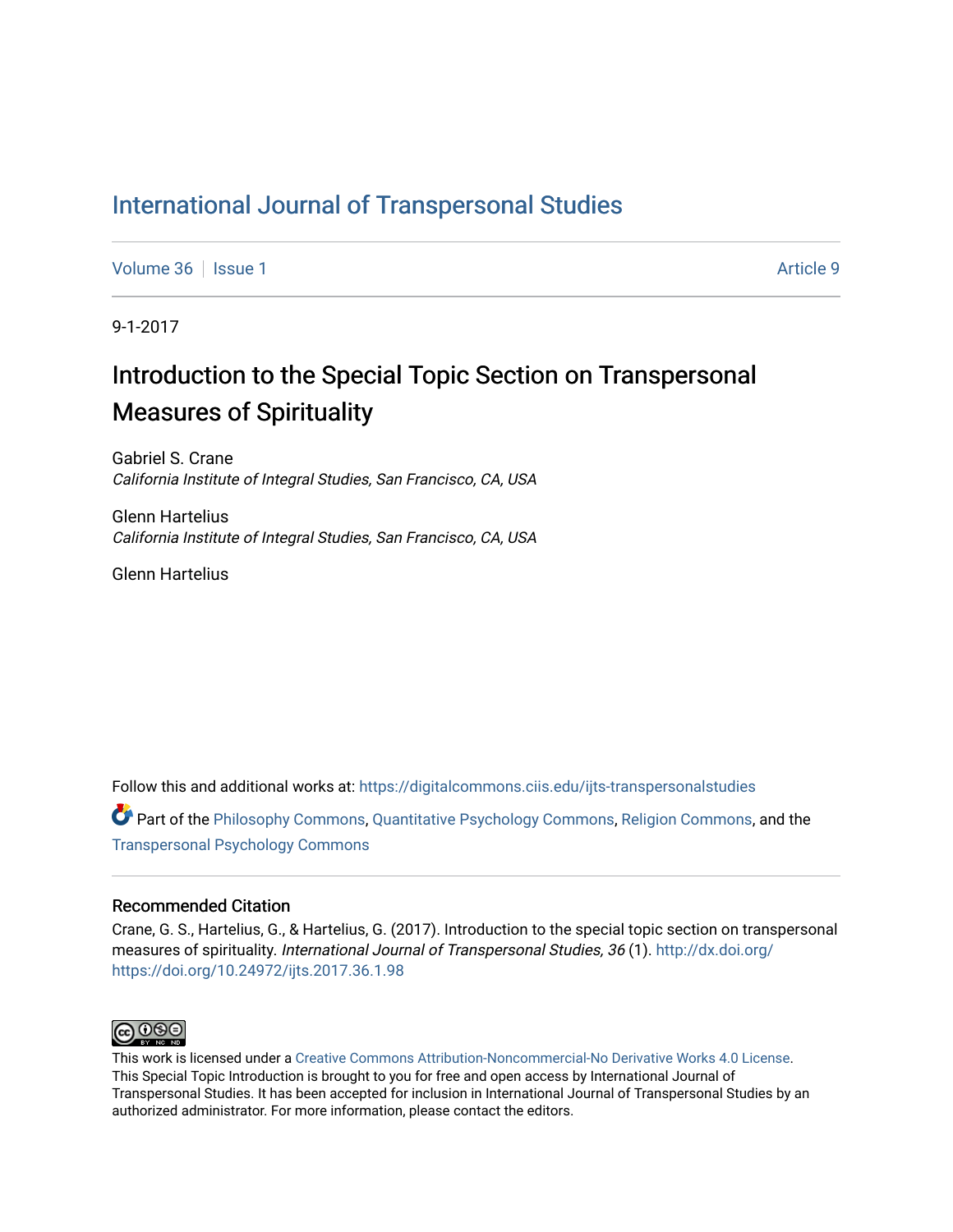# International Journal of Transpersonal Studies

Volume 36 | Issue 1 Article 9

9-1-2017

## Introduction to the Special Topic Section on Transpersonal Measures of Spirituality

Gabriel S. Crane
*California Institute of Integral Studies, San Francisco, CA, USA*

Glenn Hartelius
*California Institute of Integral Studies, San Francisco, CA, USA*

Glenn Hartelius

Follow this and additional works at: https://digitalcommons.ciis.edu/ijts-transpersonalstudies

Part of the Philosophy Commons, Quantitative Psychology Commons, Religion Commons, and the Transpersonal Psychology Commons

### Recommended Citation

Crane, G. S., Hartelius, G., & Hartelius, G. (2017). Introduction to the special topic section on transpersonal measures of spirituality. *International Journal of Transpersonal Studies, 36* (1). http://dx.doi.org/https://doi.org/10.24972/ijts.2017.36.1.98

This work is licensed under a Creative Commons Attribution-Noncommercial-No Derivative Works 4.0 License.
This Special Topic Introduction is brought to you for free and open access by International Journal of Transpersonal Studies. It has been accepted for inclusion in International Journal of Transpersonal Studies by an authorized administrator. For more information, please contact the editors.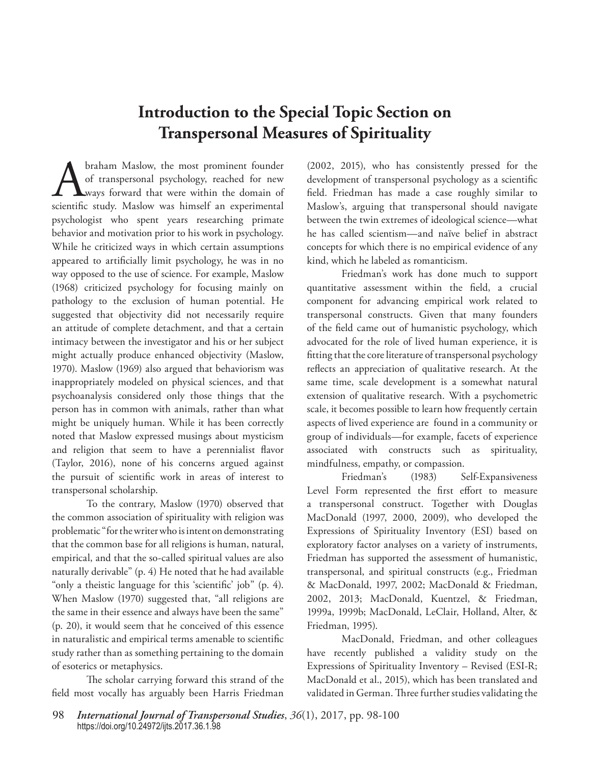# Introduction to the Special Topic Section on Transpersonal Measures of Spirituality

Abraham Maslow, the most prominent founder of transpersonal psychology, reached for new ways forward that were within the domain of scientific study. Maslow was himself an experimental psychologist who spent years researching primate behavior and motivation prior to his work in psychology. While he criticized ways in which certain assumptions appeared to artificially limit psychology, he was in no way opposed to the use of science. For example, Maslow (1968) criticized psychology for focusing mainly on pathology to the exclusion of human potential. He suggested that objectivity did not necessarily require an attitude of complete detachment, and that a certain intimacy between the investigator and his or her subject might actually produce enhanced objectivity (Maslow, 1970). Maslow (1969) also argued that behaviorism was inappropriately modeled on physical sciences, and that psychoanalysis considered only those things that the person has in common with animals, rather than what might be uniquely human. While it has been correctly noted that Maslow expressed musings about mysticism and religion that seem to have a perennialist flavor (Taylor, 2016), none of his concerns argued against the pursuit of scientific work in areas of interest to transpersonal scholarship.

To the contrary, Maslow (1970) observed that the common association of spirituality with religion was problematic "for the writer who is intent on demonstrating that the common base for all religions is human, natural, empirical, and that the so-called spiritual values are also naturally derivable" (p. 4) He noted that he had available "only a theistic language for this 'scientific' job" (p. 4). When Maslow (1970) suggested that, "all religions are the same in their essence and always have been the same" (p. 20), it would seem that he conceived of this essence in naturalistic and empirical terms amenable to scientific study rather than as something pertaining to the domain of esoterics or metaphysics.

The scholar carrying forward this strand of the field most vocally has arguably been Harris Friedman (2002, 2015), who has consistently pressed for the development of transpersonal psychology as a scientific field. Friedman has made a case roughly similar to Maslow's, arguing that transpersonal should navigate between the twin extremes of ideological science—what he has called scientism—and naïve belief in abstract concepts for which there is no empirical evidence of any kind, which he labeled as romanticism.

Friedman's work has done much to support quantitative assessment within the field, a crucial component for advancing empirical work related to transpersonal constructs. Given that many founders of the field came out of humanistic psychology, which advocated for the role of lived human experience, it is fitting that the core literature of transpersonal psychology reflects an appreciation of qualitative research. At the same time, scale development is a somewhat natural extension of qualitative research. With a psychometric scale, it becomes possible to learn how frequently certain aspects of lived experience are found in a community or group of individuals—for example, facets of experience associated with constructs such as spirituality, mindfulness, empathy, or compassion.

Friedman's (1983) Self-Expansiveness Level Form represented the first effort to measure a transpersonal construct. Together with Douglas MacDonald (1997, 2000, 2009), who developed the Expressions of Spirituality Inventory (ESI) based on exploratory factor analyses on a variety of instruments, Friedman has supported the assessment of humanistic, transpersonal, and spiritual constructs (e.g., Friedman & MacDonald, 1997, 2002; MacDonald & Friedman, 2002, 2013; MacDonald, Kuentzel, & Friedman, 1999a, 1999b; MacDonald, LeClair, Holland, Alter, & Friedman, 1995).

MacDonald, Friedman, and other colleagues have recently published a validity study on the Expressions of Spirituality Inventory – Revised (ESI-R; MacDonald et al., 2015), which has been translated and validated in German. Three further studies validating the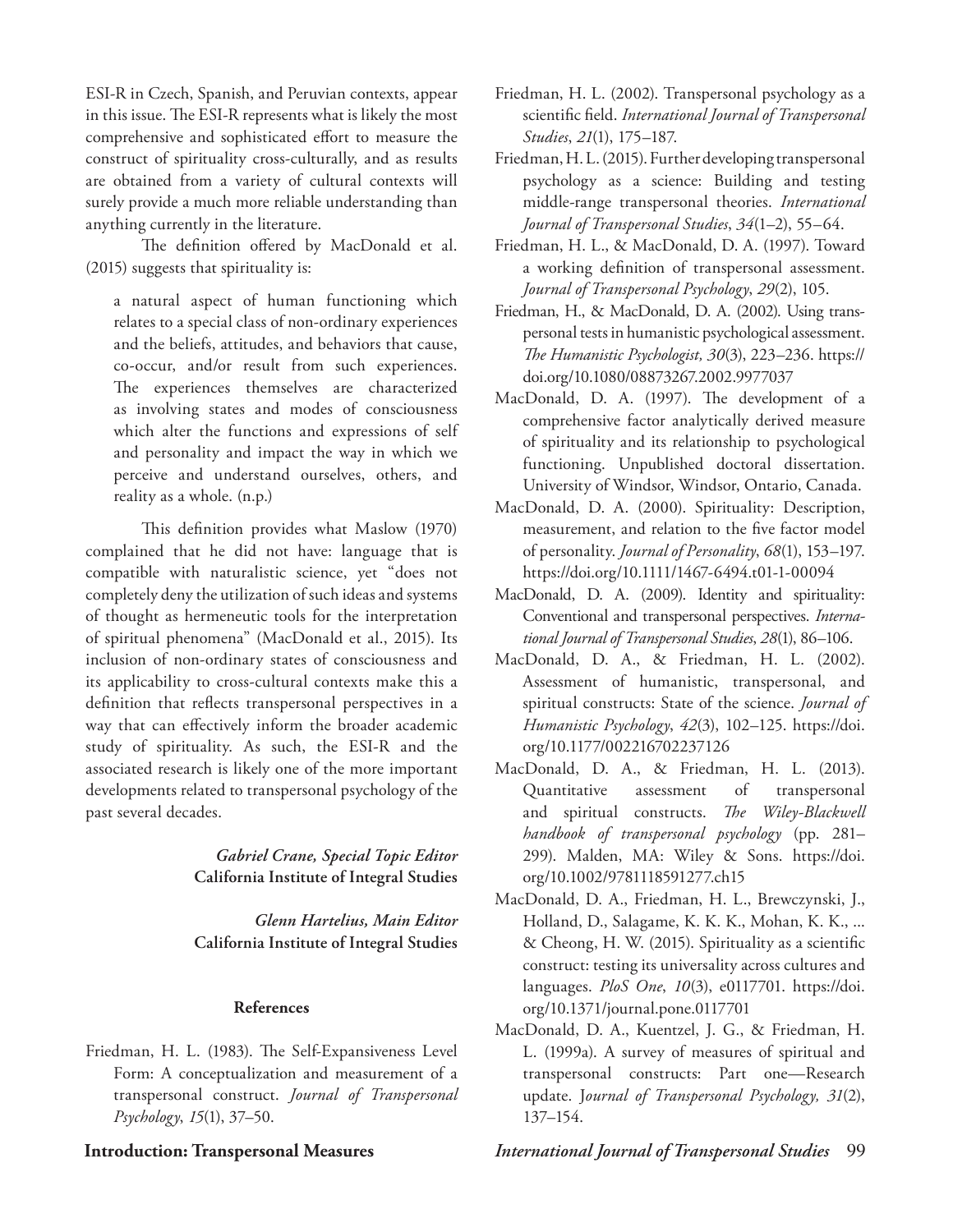ESI-R in Czech, Spanish, and Peruvian contexts, appear in this issue. The ESI-R represents what is likely the most comprehensive and sophisticated effort to measure the construct of spirituality cross-culturally, and as results are obtained from a variety of cultural contexts will surely provide a much more reliable understanding than anything currently in the literature.

The definition offered by MacDonald et al. (2015) suggests that spirituality is:

> a natural aspect of human functioning which relates to a special class of non-ordinary experiences and the beliefs, attitudes, and behaviors that cause, co-occur, and/or result from such experiences. The experiences themselves are characterized as involving states and modes of consciousness which alter the functions and expressions of self and personality and impact the way in which we perceive and understand ourselves, others, and reality as a whole. (n.p.)

This definition provides what Maslow (1970) complained that he did not have: language that is compatible with naturalistic science, yet "does not completely deny the utilization of such ideas and systems of thought as hermeneutic tools for the interpretation of spiritual phenomena" (MacDonald et al., 2015). Its inclusion of non-ordinary states of consciousness and its applicability to cross-cultural contexts make this a definition that reflects transpersonal perspectives in a way that can effectively inform the broader academic study of spirituality. As such, the ESI-R and the associated research is likely one of the more important developments related to transpersonal psychology of the past several decades.

***Gabriel Crane, Special Topic Editor***
**California Institute of Integral Studies**

***Glenn Hartelius, Main Editor***
**California Institute of Integral Studies**

## References

Friedman, H. L. (1983). The Self-Expansiveness Level Form: A conceptualization and measurement of a transpersonal construct. *Journal of Transpersonal Psychology*, *15*(1), 37–50.

Friedman, H. L. (2002). Transpersonal psychology as a scientific field. *International Journal of Transpersonal Studies*, *21*(1), 175–187.

Friedman, H. L. (2015). Further developing transpersonal psychology as a science: Building and testing middle-range transpersonal theories. *International Journal of Transpersonal Studies*, *34*(1–2), 55–64.

Friedman, H. L., & MacDonald, D. A. (1997). Toward a working definition of transpersonal assessment. *Journal of Transpersonal Psychology*, *29*(2), 105.

Friedman, H., & MacDonald, D. A. (2002). Using transpersonal tests in humanistic psychological assessment. *The Humanistic Psychologist, 30*(3), 223–236. https://doi.org/10.1080/08873267.2002.9977037

MacDonald, D. A. (1997). The development of a comprehensive factor analytically derived measure of spirituality and its relationship to psychological functioning. Unpublished doctoral dissertation. University of Windsor, Windsor, Ontario, Canada.

MacDonald, D. A. (2000). Spirituality: Description, measurement, and relation to the five factor model of personality. *Journal of Personality*, *68*(1), 153–197. https://doi.org/10.1111/1467-6494.t01-1-00094

MacDonald, D. A. (2009). Identity and spirituality: Conventional and transpersonal perspectives. *International Journal of Transpersonal Studies*, *28*(1), 86–106.

MacDonald, D. A., & Friedman, H. L. (2002). Assessment of humanistic, transpersonal, and spiritual constructs: State of the science. *Journal of Humanistic Psychology*, *42*(3), 102–125. https://doi.org/10.1177/002216702237126

MacDonald, D. A., & Friedman, H. L. (2013). Quantitative assessment of transpersonal and spiritual constructs. *The Wiley-Blackwell handbook of transpersonal psychology* (pp. 281–299). Malden, MA: Wiley & Sons. https://doi.org/10.1002/9781118591277.ch15

MacDonald, D. A., Friedman, H. L., Brewczynski, J., Holland, D., Salagame, K. K. K., Mohan, K. K., ... & Cheong, H. W. (2015). Spirituality as a scientific construct: testing its universality across cultures and languages. *PloS One*, *10*(3), e0117701. https://doi.org/10.1371/journal.pone.0117701

MacDonald, D. A., Kuentzel, J. G., & Friedman, H. L. (1999a). A survey of measures of spiritual and transpersonal constructs: Part one—Research update. *Journal of Transpersonal Psychology, 31*(2), 137–154.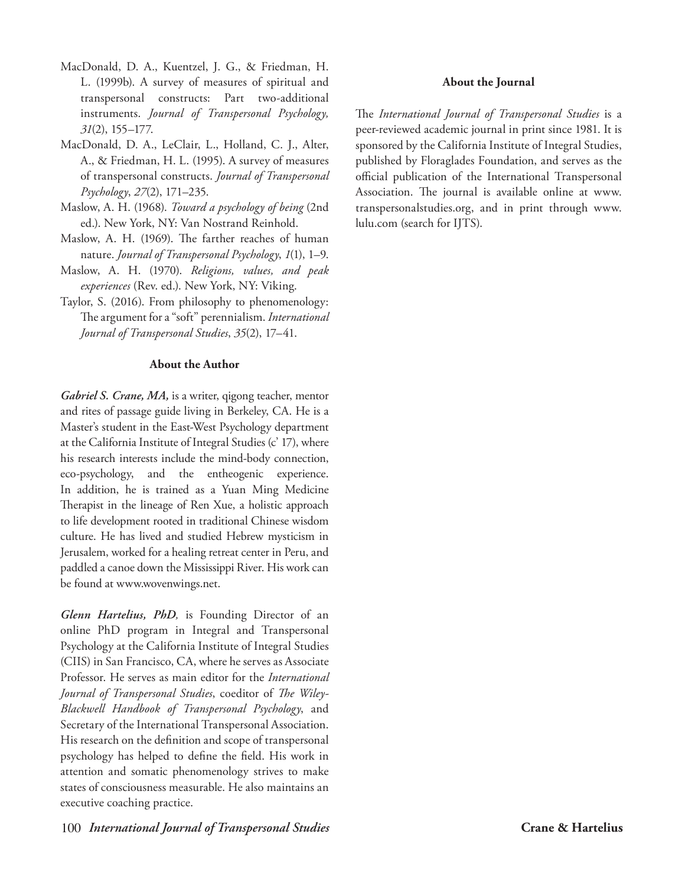MacDonald, D. A., Kuentzel, J. G., & Friedman, H. L. (1999b). A survey of measures of spiritual and transpersonal constructs: Part two-additional instruments. *Journal of Transpersonal Psychology, 31*(2), 155–177.

MacDonald, D. A., LeClair, L., Holland, C. J., Alter, A., & Friedman, H. L. (1995). A survey of measures of transpersonal constructs. *Journal of Transpersonal Psychology*, *27*(2), 171–235.

Maslow, A. H. (1968). *Toward a psychology of being* (2nd ed.). New York, NY: Van Nostrand Reinhold.

Maslow, A. H. (1969). The farther reaches of human nature. *Journal of Transpersonal Psychology*, *1*(1), 1–9.

Maslow, A. H. (1970). *Religions, values, and peak experiences* (Rev. ed.). New York, NY: Viking.

Taylor, S. (2016). From philosophy to phenomenology: The argument for a "soft" perennialism. *International Journal of Transpersonal Studies*, *35*(2), 17–41.

### About the Author

***Gabriel S. Crane, MA,*** is a writer, qigong teacher, mentor and rites of passage guide living in Berkeley, CA. He is a Master's student in the East-West Psychology department at the California Institute of Integral Studies (c' 17), where his research interests include the mind-body connection, eco-psychology, and the entheogenic experience. In addition, he is trained as a Yuan Ming Medicine Therapist in the lineage of Ren Xue, a holistic approach to life development rooted in traditional Chinese wisdom culture. He has lived and studied Hebrew mysticism in Jerusalem, worked for a healing retreat center in Peru, and paddled a canoe down the Mississippi River. His work can be found at www.wovenwings.net.

***Glenn Hartelius, PhD,*** is Founding Director of an online PhD program in Integral and Transpersonal Psychology at the California Institute of Integral Studies (CIIS) in San Francisco, CA, where he serves as Associate Professor. He serves as main editor for the *International Journal of Transpersonal Studies*, coeditor of *The Wiley-Blackwell Handbook of Transpersonal Psychology*, and Secretary of the International Transpersonal Association. His research on the definition and scope of transpersonal psychology has helped to define the field. His work in attention and somatic phenomenology strives to make states of consciousness measurable. He also maintains an executive coaching practice.

### About the Journal

The *International Journal of Transpersonal Studies* is a peer-reviewed academic journal in print since 1981. It is sponsored by the California Institute of Integral Studies, published by Floraglades Foundation, and serves as the official publication of the International Transpersonal Association. The journal is available online at www.transpersonalstudies.org, and in print through www.lulu.com (search for IJTS).